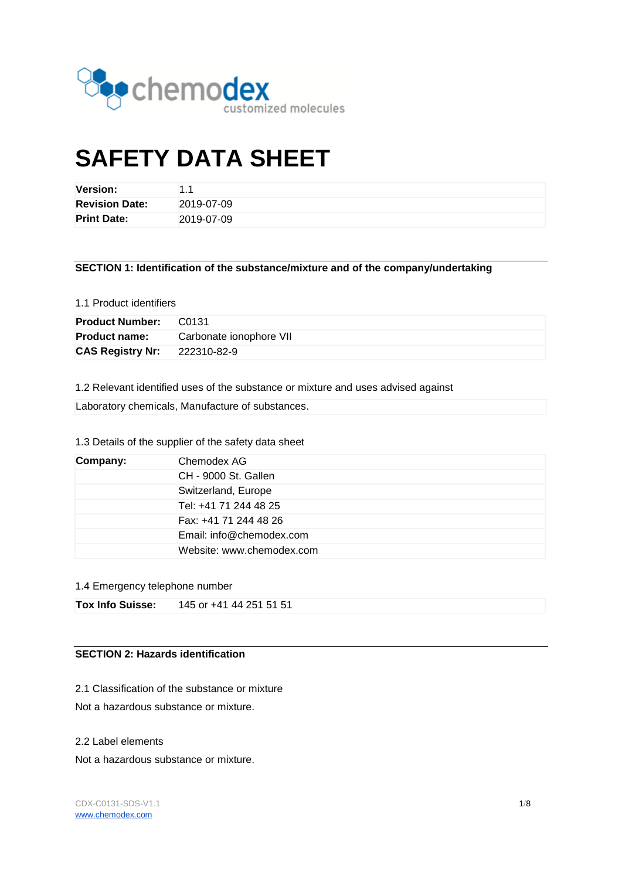# SAFETY DATA SHEET

| | |
|---|---|
| **Version:** | 1.1 |
| **Revision Date:** | 2019-07-09 |
| **Print Date:** | 2019-07-09 |

## SECTION 1: Identification of the substance/mixture and of the company/undertaking

1.1 Product identifiers

| | |
|---|---|
| **Product Number:** | C0131 |
| **Product name:** | Carbonate ionophore VII |
| **CAS Registry Nr:** | 222310-82-9 |

1.2 Relevant identified uses of the substance or mixture and uses advised against

Laboratory chemicals, Manufacture of substances.

1.3 Details of the supplier of the safety data sheet

| | |
|---|---|
| **Company:** | Chemodex AG |
| | CH - 9000 St. Gallen |
| | Switzerland, Europe |
| | Tel: +41 71 244 48 25 |
| | Fax: +41 71 244 48 26 |
| | Email: info@chemodex.com |
| | Website: www.chemodex.com |

1.4 Emergency telephone number

| | |
|---|---|
| **Tox Info Suisse:** | 145 or +41 44 251 51 51 |

## SECTION 2: Hazards identification

2.1 Classification of the substance or mixture

Not a hazardous substance or mixture.

2.2 Label elements

Not a hazardous substance or mixture.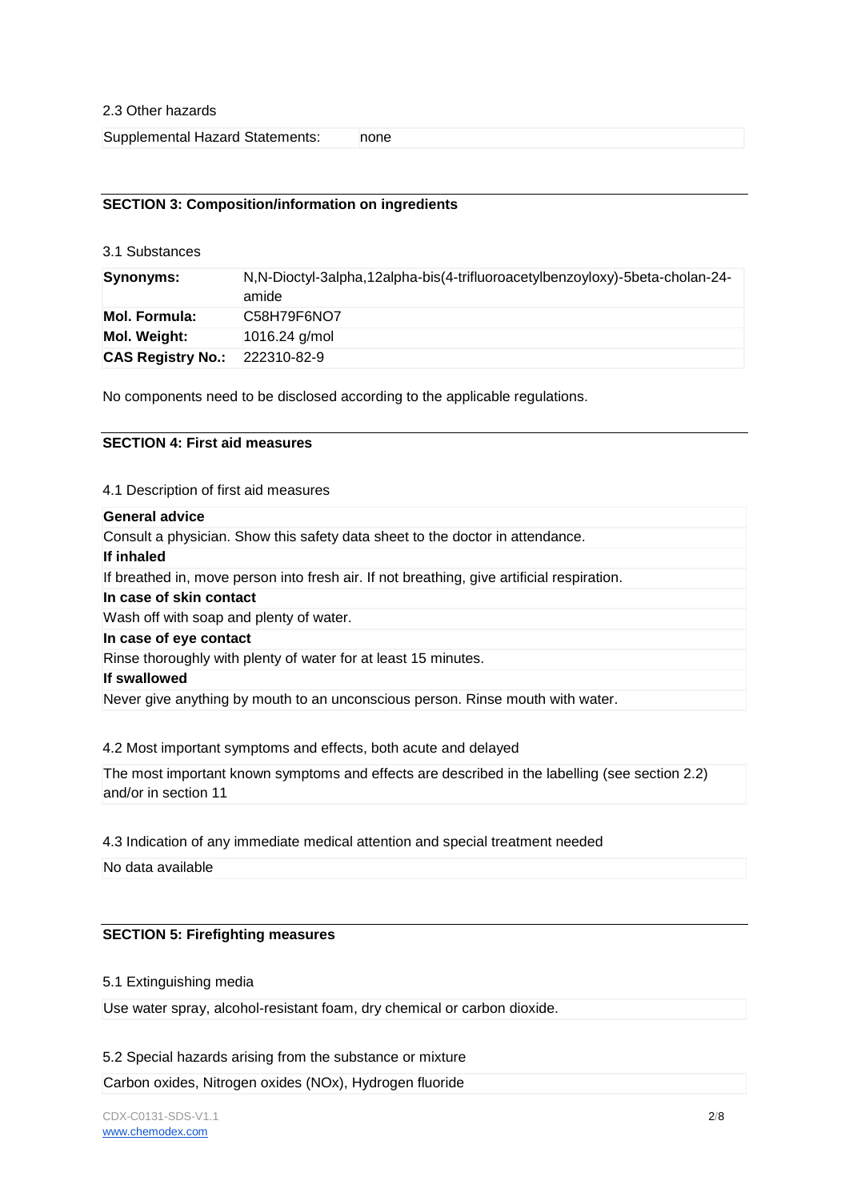2.3 Other hazards

| Supplemental Hazard Statements: | none |
|---|---|

## SECTION 3: Composition/information on ingredients

3.1 Substances

| **Synonyms:** | N,N-Dioctyl-3alpha,12alpha-bis(4-trifluoroacetylbenzoyloxy)-5beta-cholan-24-amide |
|---|---|
| **Mol. Formula:** | $C_{58}H_{79}F_6NO_7$ |
| **Mol. Weight:** | 1016.24 g/mol |
| **CAS Registry No.:** | 222310-82-9 |

No components need to be disclosed according to the applicable regulations.

## SECTION 4: First aid measures

4.1 Description of first aid measures

**General advice**

Consult a physician. Show this safety data sheet to the doctor in attendance.

**If inhaled**

If breathed in, move person into fresh air. If not breathing, give artificial respiration.

**In case of skin contact**

Wash off with soap and plenty of water.

**In case of eye contact**

Rinse thoroughly with plenty of water for at least 15 minutes.

**If swallowed**

Never give anything by mouth to an unconscious person. Rinse mouth with water.

4.2 Most important symptoms and effects, both acute and delayed

The most important known symptoms and effects are described in the labelling (see section 2.2) and/or in section 11

4.3 Indication of any immediate medical attention and special treatment needed

No data available

## SECTION 5: Firefighting measures

5.1 Extinguishing media

Use water spray, alcohol-resistant foam, dry chemical or carbon dioxide.

5.2 Special hazards arising from the substance or mixture

Carbon oxides, Nitrogen oxides (NOx), Hydrogen fluoride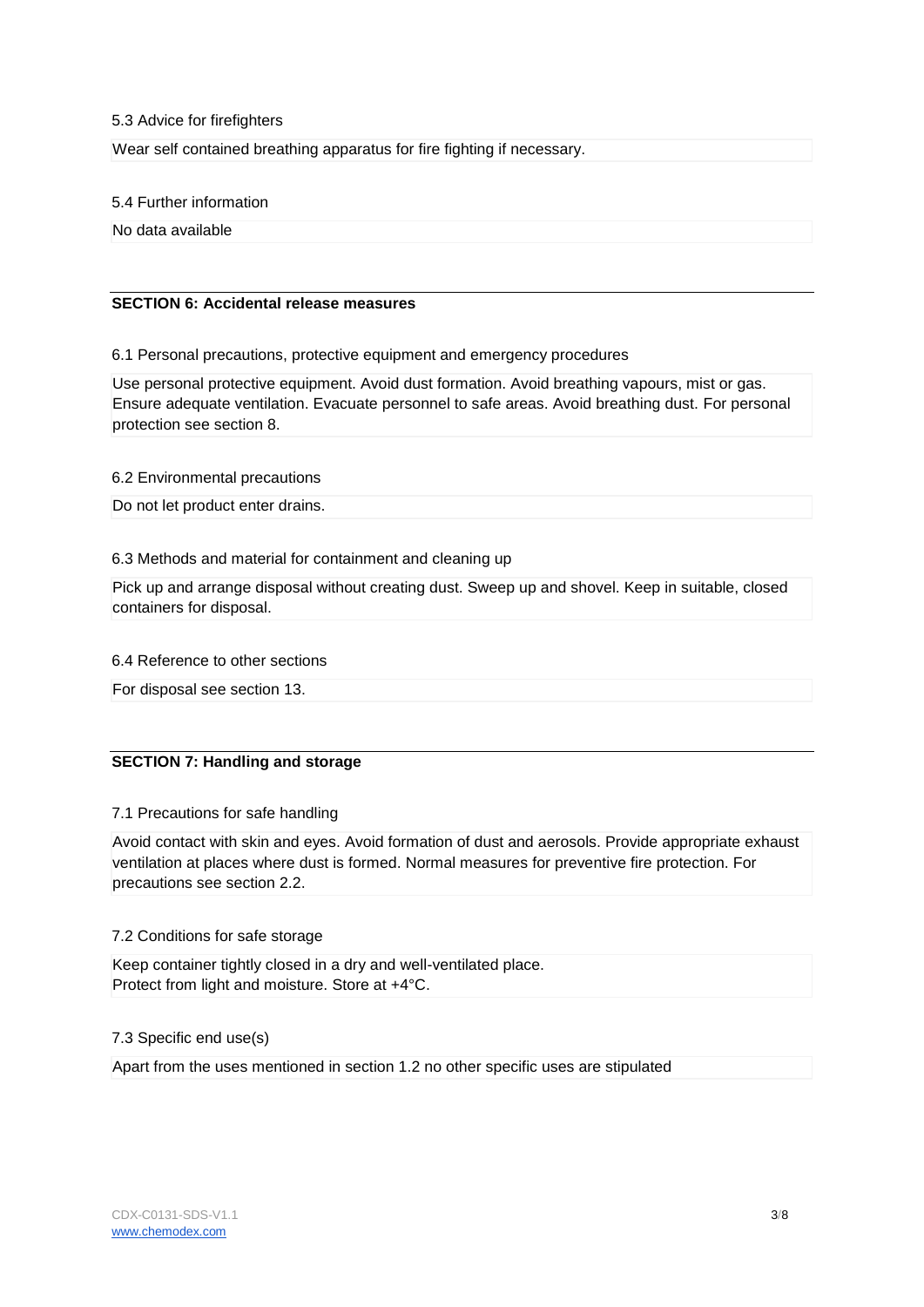### 5.3 Advice for firefighters

Wear self contained breathing apparatus for fire fighting if necessary.

### 5.4 Further information

No data available

## SECTION 6: Accidental release measures

### 6.1 Personal precautions, protective equipment and emergency procedures

Use personal protective equipment. Avoid dust formation. Avoid breathing vapours, mist or gas. Ensure adequate ventilation. Evacuate personnel to safe areas. Avoid breathing dust. For personal protection see section 8.

### 6.2 Environmental precautions

Do not let product enter drains.

### 6.3 Methods and material for containment and cleaning up

Pick up and arrange disposal without creating dust. Sweep up and shovel. Keep in suitable, closed containers for disposal.

### 6.4 Reference to other sections

For disposal see section 13.

## SECTION 7: Handling and storage

### 7.1 Precautions for safe handling

Avoid contact with skin and eyes. Avoid formation of dust and aerosols. Provide appropriate exhaust ventilation at places where dust is formed. Normal measures for preventive fire protection. For precautions see section 2.2.

### 7.2 Conditions for safe storage

Keep container tightly closed in a dry and well-ventilated place.
Protect from light and moisture. Store at +4°C.

### 7.3 Specific end use(s)

Apart from the uses mentioned in section 1.2 no other specific uses are stipulated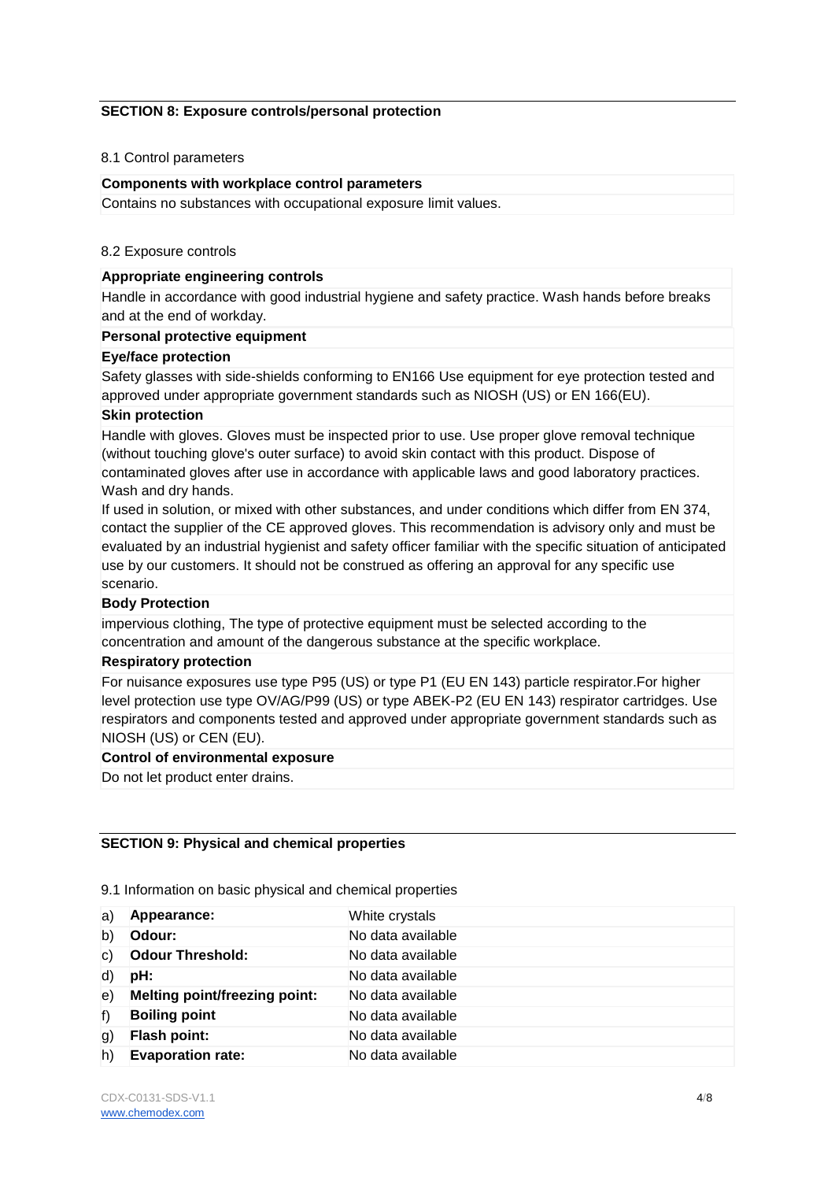## SECTION 8: Exposure controls/personal protection

8.1 Control parameters

| **Components with workplace control parameters** |
|---|
| Contains no substances with occupational exposure limit values. |

8.2 Exposure controls

**Appropriate engineering controls**

Handle in accordance with good industrial hygiene and safety practice. Wash hands before breaks and at the end of workday.

**Personal protective equipment**

**Eye/face protection**

Safety glasses with side-shields conforming to EN166 Use equipment for eye protection tested and approved under appropriate government standards such as NIOSH (US) or EN 166(EU).

**Skin protection**

Handle with gloves. Gloves must be inspected prior to use. Use proper glove removal technique (without touching glove's outer surface) to avoid skin contact with this product. Dispose of contaminated gloves after use in accordance with applicable laws and good laboratory practices. Wash and dry hands.

If used in solution, or mixed with other substances, and under conditions which differ from EN 374, contact the supplier of the CE approved gloves. This recommendation is advisory only and must be evaluated by an industrial hygienist and safety officer familiar with the specific situation of anticipated use by our customers. It should not be construed as offering an approval for any specific use scenario.

**Body Protection**

impervious clothing, The type of protective equipment must be selected according to the concentration and amount of the dangerous substance at the specific workplace.

**Respiratory protection**

For nuisance exposures use type P95 (US) or type P1 (EU EN 143) particle respirator.For higher level protection use type OV/AG/P99 (US) or type ABEK-P2 (EU EN 143) respirator cartridges. Use respirators and components tested and approved under appropriate government standards such as NIOSH (US) or CEN (EU).

**Control of environmental exposure**

Do not let product enter drains.

## SECTION 9: Physical and chemical properties

9.1 Information on basic physical and chemical properties

| | | |
|---|---|---|
| a) | **Appearance:** | White crystals |
| b) | **Odour:** | No data available |
| c) | **Odour Threshold:** | No data available |
| d) | **pH:** | No data available |
| e) | **Melting point/freezing point:** | No data available |
| f) | **Boiling point** | No data available |
| g) | **Flash point:** | No data available |
| h) | **Evaporation rate:** | No data available |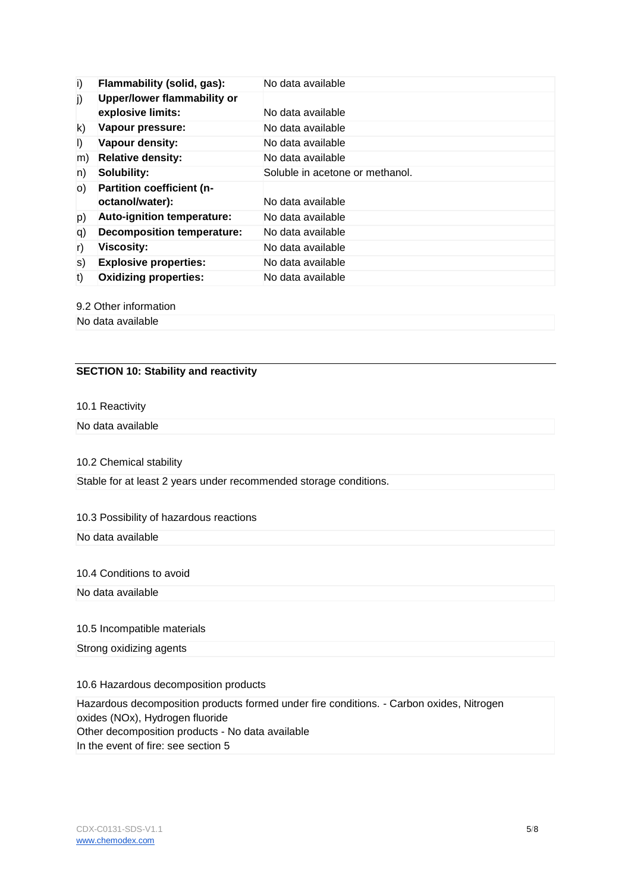| | | |
|---|---|---|
| i) | **Flammability (solid, gas):** | No data available |
| j) | **Upper/lower flammability or explosive limits:** | No data available |
| k) | **Vapour pressure:** | No data available |
| l) | **Vapour density:** | No data available |
| m) | **Relative density:** | No data available |
| n) | **Solubility:** | Soluble in acetone or methanol. |
| o) | **Partition coefficient (n-octanol/water):** | No data available |
| p) | **Auto-ignition temperature:** | No data available |
| q) | **Decomposition temperature:** | No data available |
| r) | **Viscosity:** | No data available |
| s) | **Explosive properties:** | No data available |
| t) | **Oxidizing properties:** | No data available |

9.2 Other information

No data available

## SECTION 10: Stability and reactivity

10.1 Reactivity

No data available

10.2 Chemical stability

Stable for at least 2 years under recommended storage conditions.

10.3 Possibility of hazardous reactions

No data available

10.4 Conditions to avoid

No data available

10.5 Incompatible materials

Strong oxidizing agents

10.6 Hazardous decomposition products

Hazardous decomposition products formed under fire conditions. - Carbon oxides, Nitrogen oxides (NOx), Hydrogen fluoride
Other decomposition products - No data available
In the event of fire: see section 5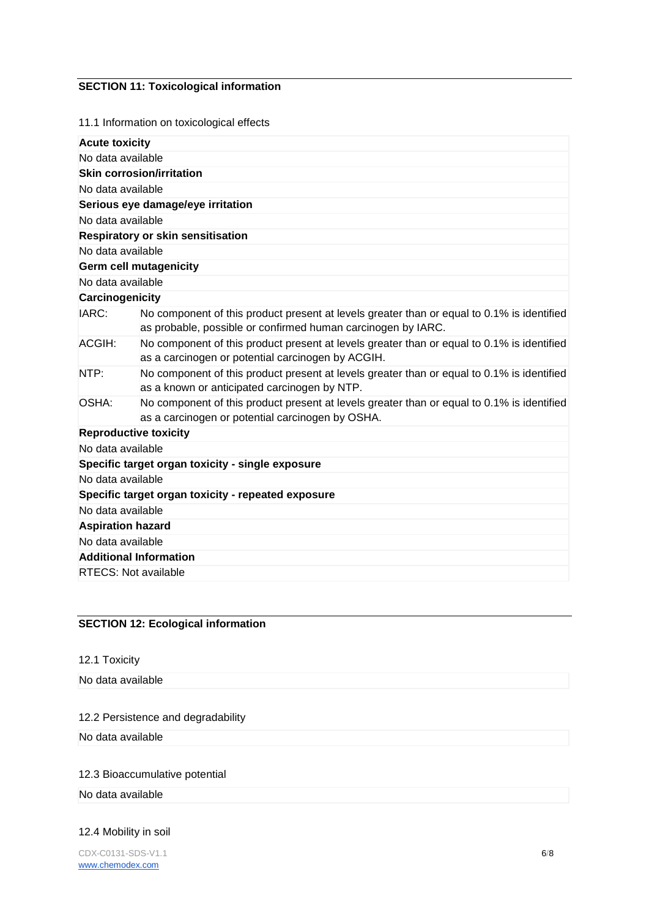## SECTION 11: Toxicological information

11.1 Information on toxicological effects

**Acute toxicity**

No data available

**Skin corrosion/irritation**

No data available

**Serious eye damage/eye irritation**

No data available

**Respiratory or skin sensitisation**

No data available

**Germ cell mutagenicity**

No data available

**Carcinogenicity**

| | |
|---|---|
| IARC: | No component of this product present at levels greater than or equal to 0.1% is identified as probable, possible or confirmed human carcinogen by IARC. |
| ACGIH: | No component of this product present at levels greater than or equal to 0.1% is identified as a carcinogen or potential carcinogen by ACGIH. |
| NTP: | No component of this product present at levels greater than or equal to 0.1% is identified as a known or anticipated carcinogen by NTP. |
| OSHA: | No component of this product present at levels greater than or equal to 0.1% is identified as a carcinogen or potential carcinogen by OSHA. |

**Reproductive toxicity**

No data available

**Specific target organ toxicity - single exposure**

No data available

**Specific target organ toxicity - repeated exposure**

No data available

**Aspiration hazard**

No data available

**Additional Information**

RTECS: Not available

## SECTION 12: Ecological information

12.1 Toxicity

No data available

12.2 Persistence and degradability

No data available

12.3 Bioaccumulative potential

No data available

12.4 Mobility in soil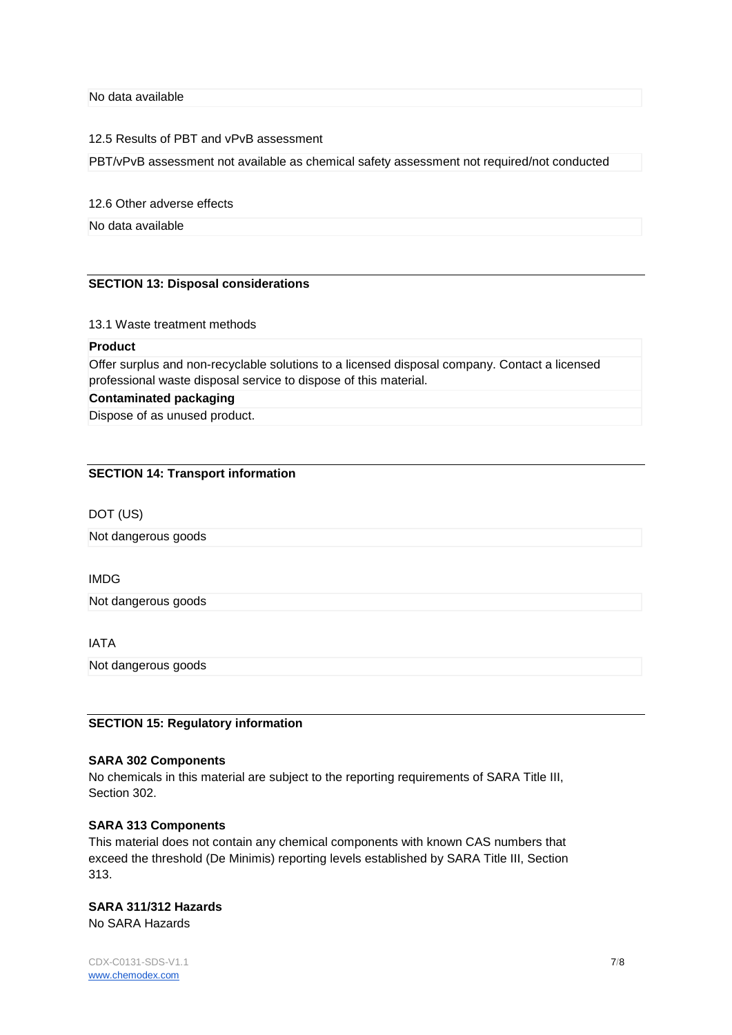No data available

12.5 Results of PBT and vPvB assessment

PBT/vPvB assessment not available as chemical safety assessment not required/not conducted

12.6 Other adverse effects

No data available

## SECTION 13: Disposal considerations

13.1 Waste treatment methods

**Product**

Offer surplus and non-recyclable solutions to a licensed disposal company. Contact a licensed professional waste disposal service to dispose of this material.

**Contaminated packaging**

Dispose of as unused product.

## SECTION 14: Transport information

DOT (US)

Not dangerous goods

IMDG

Not dangerous goods

IATA

Not dangerous goods

## SECTION 15: Regulatory information

**SARA 302 Components**

No chemicals in this material are subject to the reporting requirements of SARA Title III, Section 302.

**SARA 313 Components**

This material does not contain any chemical components with known CAS numbers that exceed the threshold (De Minimis) reporting levels established by SARA Title III, Section 313.

**SARA 311/312 Hazards**

No SARA Hazards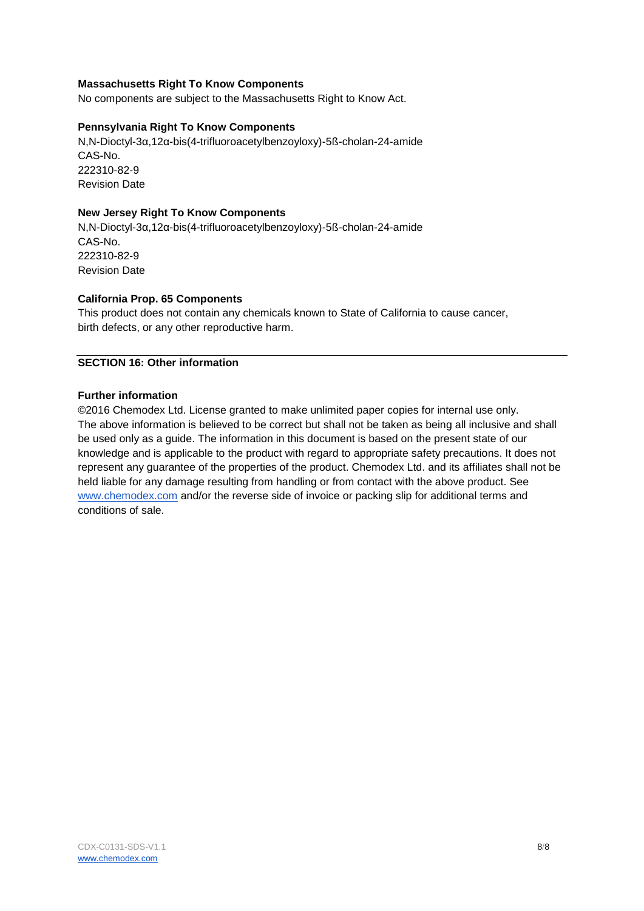**Massachusetts Right To Know Components**

No components are subject to the Massachusetts Right to Know Act.

**Pennsylvania Right To Know Components**

N,N-Dioctyl-3α,12α-bis(4-trifluoroacetylbenzoyloxy)-5ß-cholan-24-amide
CAS-No.
222310-82-9
Revision Date

**New Jersey Right To Know Components**

N,N-Dioctyl-3α,12α-bis(4-trifluoroacetylbenzoyloxy)-5ß-cholan-24-amide
CAS-No.
222310-82-9
Revision Date

**California Prop. 65 Components**

This product does not contain any chemicals known to State of California to cause cancer, birth defects, or any other reproductive harm.

## SECTION 16: Other information

**Further information**

©2016 Chemodex Ltd. License granted to make unlimited paper copies for internal use only. The above information is believed to be correct but shall not be taken as being all inclusive and shall be used only as a guide. The information in this document is based on the present state of our knowledge and is applicable to the product with regard to appropriate safety precautions. It does not represent any guarantee of the properties of the product. Chemodex Ltd. and its affiliates shall not be held liable for any damage resulting from handling or from contact with the above product. See www.chemodex.com and/or the reverse side of invoice or packing slip for additional terms and conditions of sale.